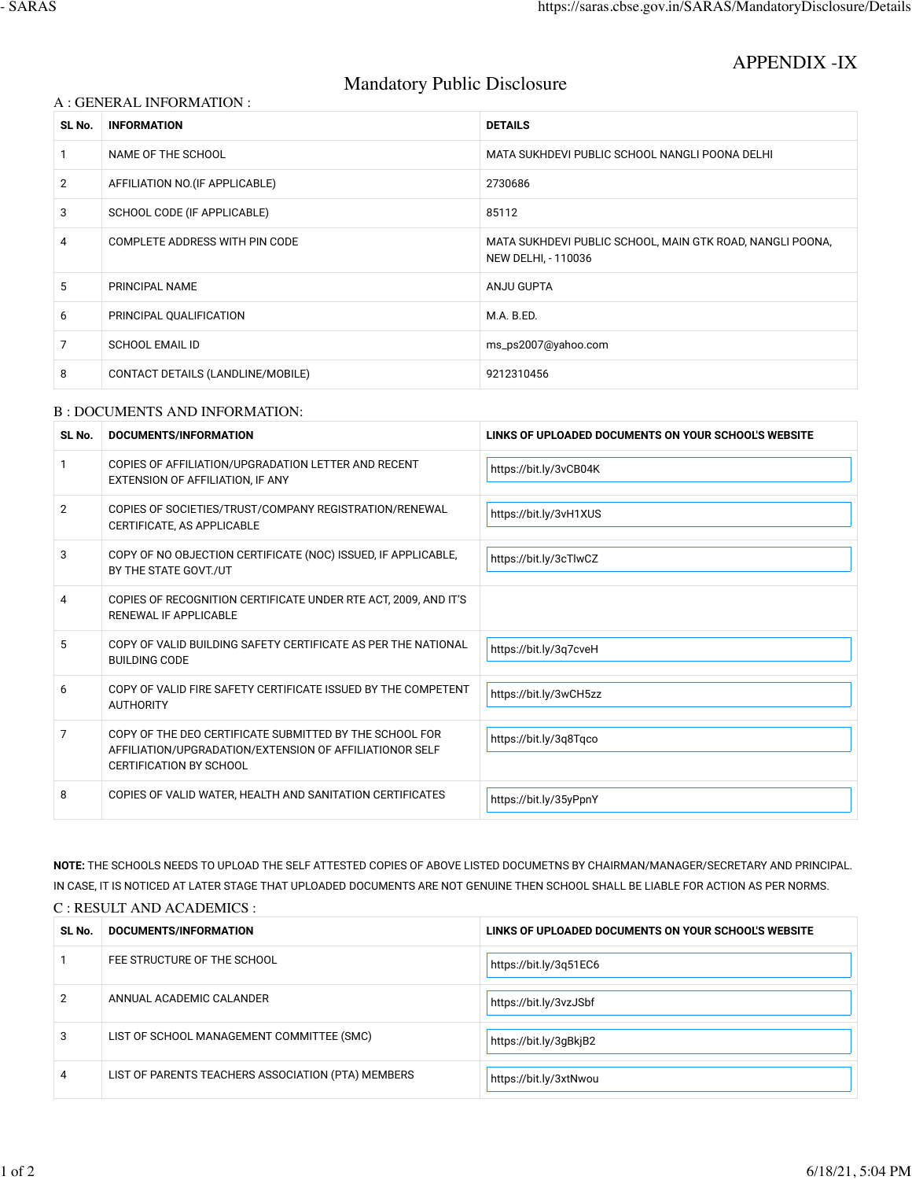APPENDIX -IX

# Mandatory Public Disclosure

## A : GENERAL INFORMATION :

| SL No. | INFORMATION | DETAILS |
|---|---|---|
| 1 | NAME OF THE SCHOOL | MATA SUKHDEVI PUBLIC SCHOOL NANGLI POONA DELHI |
| 2 | AFFILIATION NO.(IF APPLICABLE) | 2730686 |
| 3 | SCHOOL CODE (IF APPLICABLE) | 85112 |
| 4 | COMPLETE ADDRESS WITH PIN CODE | MATA SUKHDEVI PUBLIC SCHOOL, MAIN GTK ROAD, NANGLI POONA, NEW DELHI, - 110036 |
| 5 | PRINCIPAL NAME | ANJU GUPTA |
| 6 | PRINCIPAL QUALIFICATION | M.A. B.ED. |
| 7 | SCHOOL EMAIL ID | ms_ps2007@yahoo.com |
| 8 | CONTACT DETAILS (LANDLINE/MOBILE) | 9212310456 |

## B : DOCUMENTS AND INFORMATION:

| SL No. | DOCUMENTS/INFORMATION | LINKS OF UPLOADED DOCUMENTS ON YOUR SCHOOL'S WEBSITE |
|---|---|---|
| 1 | COPIES OF AFFILIATION/UPGRADATION LETTER AND RECENT EXTENSION OF AFFILIATION, IF ANY | https://bit.ly/3vCB04K |
| 2 | COPIES OF SOCIETIES/TRUST/COMPANY REGISTRATION/RENEWAL CERTIFICATE, AS APPLICABLE | https://bit.ly/3vH1XUS |
| 3 | COPY OF NO OBJECTION CERTIFICATE (NOC) ISSUED, IF APPLICABLE, BY THE STATE GOVT./UT | https://bit.ly/3cTlwCZ |
| 4 | COPIES OF RECOGNITION CERTIFICATE UNDER RTE ACT, 2009, AND IT'S RENEWAL IF APPLICABLE | |
| 5 | COPY OF VALID BUILDING SAFETY CERTIFICATE AS PER THE NATIONAL BUILDING CODE | https://bit.ly/3q7cveH |
| 6 | COPY OF VALID FIRE SAFETY CERTIFICATE ISSUED BY THE COMPETENT AUTHORITY | https://bit.ly/3wCH5zz |
| 7 | COPY OF THE DEO CERTIFICATE SUBMITTED BY THE SCHOOL FOR AFFILIATION/UPGRADATION/EXTENSION OF AFFILIATIONOR SELF CERTIFICATION BY SCHOOL | https://bit.ly/3q8Tqco |
| 8 | COPIES OF VALID WATER, HEALTH AND SANITATION CERTIFICATES | https://bit.ly/35yPpnY |

**NOTE:** THE SCHOOLS NEEDS TO UPLOAD THE SELF ATTESTED COPIES OF ABOVE LISTED DOCUMETNS BY CHAIRMAN/MANAGER/SECRETARY AND PRINCIPAL. IN CASE, IT IS NOTICED AT LATER STAGE THAT UPLOADED DOCUMENTS ARE NOT GENUINE THEN SCHOOL SHALL BE LIABLE FOR ACTION AS PER NORMS.

## C : RESULT AND ACADEMICS :

| SL No. | DOCUMENTS/INFORMATION | LINKS OF UPLOADED DOCUMENTS ON YOUR SCHOOL'S WEBSITE |
|---|---|---|
| 1 | FEE STRUCTURE OF THE SCHOOL | https://bit.ly/3q51EC6 |
| 2 | ANNUAL ACADEMIC CALANDER | https://bit.ly/3vzJSbf |
| 3 | LIST OF SCHOOL MANAGEMENT COMMITTEE (SMC) | https://bit.ly/3gBkjB2 |
| 4 | LIST OF PARENTS TEACHERS ASSOCIATION (PTA) MEMBERS | https://bit.ly/3xtNwou |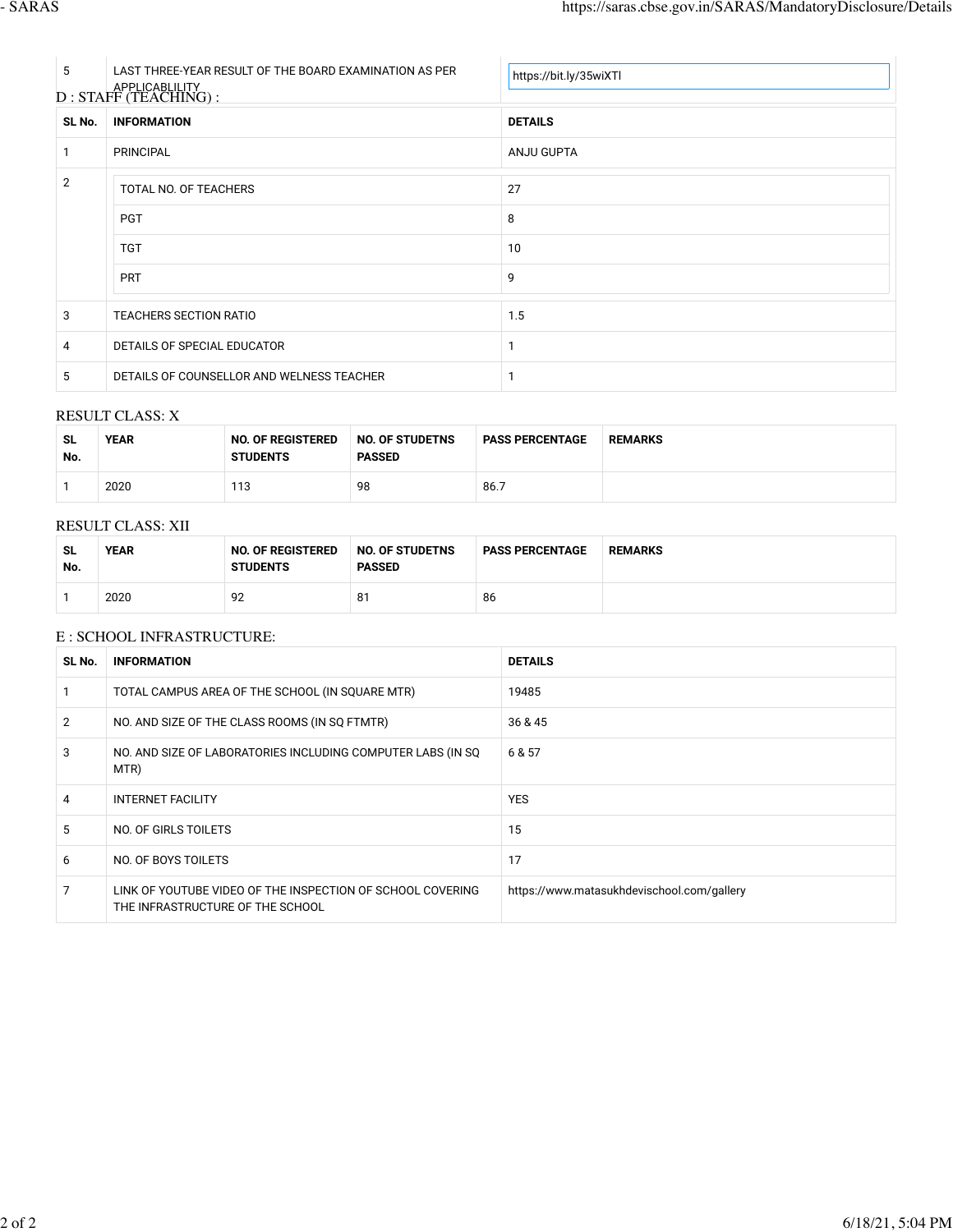| | | |
|---|---|---|
| 5 | LAST THREE-YEAR RESULT OF THE BOARD EXAMINATION AS PER APPLICABLILITY | https://bit.ly/35wiXTl |

## D : STAFF (TEACHING) :

| SL No. | INFORMATION | DETAILS |
|---|---|---|
| 1 | PRINCIPAL | ANJU GUPTA |
| 2 | TOTAL NO. OF TEACHERS | 27 |
| | PGT | 8 |
| | TGT | 10 |
| | PRT | 9 |
| 3 | TEACHERS SECTION RATIO | 1.5 |
| 4 | DETAILS OF SPECIAL EDUCATOR | 1 |
| 5 | DETAILS OF COUNSELLOR AND WELNESS TEACHER | 1 |

## RESULT CLASS: X

| SL No. | YEAR | NO. OF REGISTERED STUDENTS | NO. OF STUDETNS PASSED | PASS PERCENTAGE | REMARKS |
|---|---|---|---|---|---|
| 1 | 2020 | 113 | 98 | 86.7 | |

## RESULT CLASS: XII

| SL No. | YEAR | NO. OF REGISTERED STUDENTS | NO. OF STUDETNS PASSED | PASS PERCENTAGE | REMARKS |
|---|---|---|---|---|---|
| 1 | 2020 | 92 | 81 | 86 | |

## E : SCHOOL INFRASTRUCTURE:

| SL No. | INFORMATION | DETAILS |
|---|---|---|
| 1 | TOTAL CAMPUS AREA OF THE SCHOOL (IN SQUARE MTR) | 19485 |
| 2 | NO. AND SIZE OF THE CLASS ROOMS (IN SQ FTMTR) | 36 & 45 |
| 3 | NO. AND SIZE OF LABORATORIES INCLUDING COMPUTER LABS (IN SQ MTR) | 6 & 57 |
| 4 | INTERNET FACILITY | YES |
| 5 | NO. OF GIRLS TOILETS | 15 |
| 6 | NO. OF BOYS TOILETS | 17 |
| 7 | LINK OF YOUTUBE VIDEO OF THE INSPECTION OF SCHOOL COVERING THE INFRASTRUCTURE OF THE SCHOOL | https://www.matasukhdevischool.com/gallery |